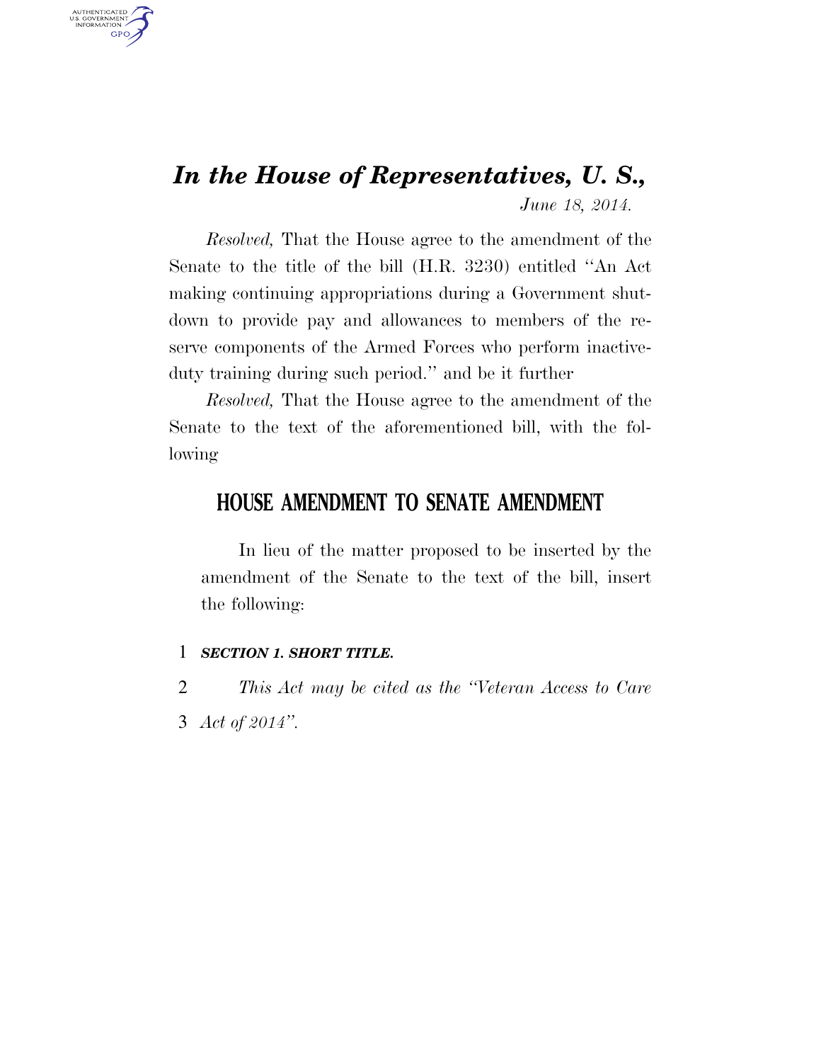# *In the House of Representatives, U. S.,*

*June 18, 2014.*

*Resolved,* That the House agree to the amendment of the Senate to the title of the bill (H.R. 3230) entitled "An Act making continuing appropriations during a Government shutdown to provide pay and allowances to members of the reserve components of the Armed Forces who perform inactive-duty training during such period." and be it further

*Resolved,* That the House agree to the amendment of the Senate to the text of the aforementioned bill, with the following

## HOUSE AMENDMENT TO SENATE AMENDMENT

In lieu of the matter proposed to be inserted by the amendment of the Senate to the text of the bill, insert the following:

***SECTION 1. SHORT TITLE.***

*This Act may be cited as the "Veteran Access to Care Act of 2014".*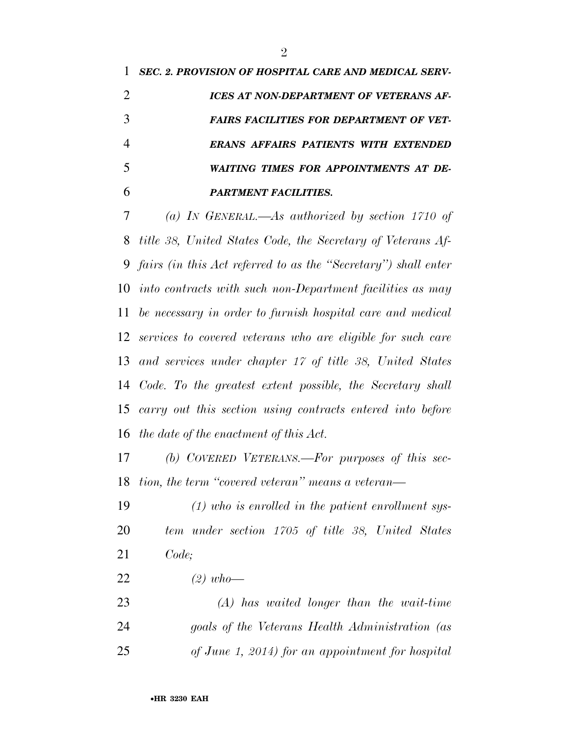***SEC. 2. PROVISION OF HOSPITAL CARE AND MEDICAL SERVICES AT NON-DEPARTMENT OF VETERANS AFFAIRS FACILITIES FOR DEPARTMENT OF VETERANS AFFAIRS PATIENTS WITH EXTENDED WAITING TIMES FOR APPOINTMENTS AT DEPARTMENT FACILITIES.***

*(a) IN GENERAL.—As authorized by section 1710 of title 38, United States Code, the Secretary of Veterans Affairs (in this Act referred to as the "Secretary") shall enter into contracts with such non-Department facilities as may be necessary in order to furnish hospital care and medical services to covered veterans who are eligible for such care and services under chapter 17 of title 38, United States Code. To the greatest extent possible, the Secretary shall carry out this section using contracts entered into before the date of the enactment of this Act.*

*(b) COVERED VETERANS.—For purposes of this section, the term "covered veteran" means a veteran—*

*(1) who is enrolled in the patient enrollment system under section 1705 of title 38, United States Code;*

*(2) who—*

*(A) has waited longer than the wait-time goals of the Veterans Health Administration (as of June 1, 2014) for an appointment for hospital*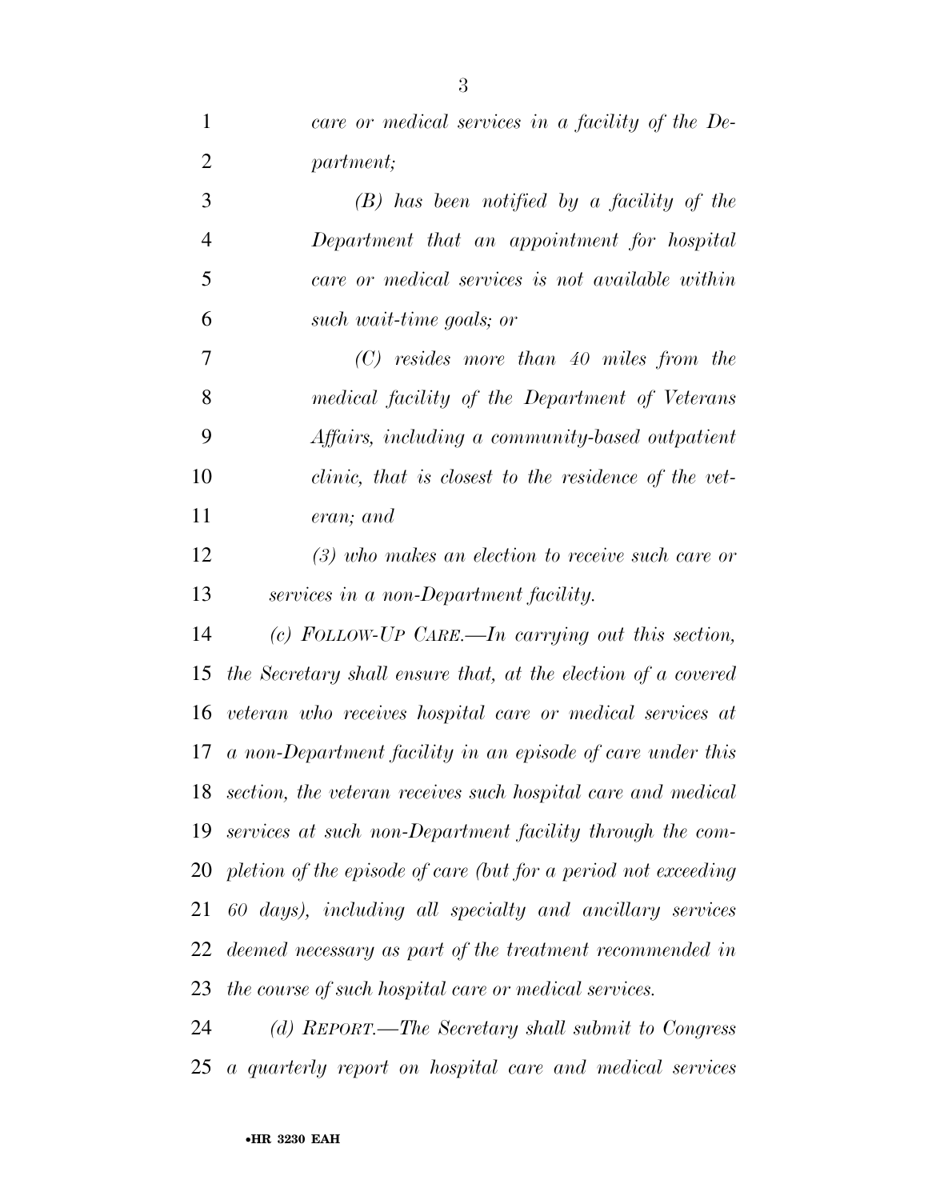*care or medical services in a facility of the Department;*

*(B) has been notified by a facility of the Department that an appointment for hospital care or medical services is not available within such wait-time goals; or*

*(C) resides more than 40 miles from the medical facility of the Department of Veterans Affairs, including a community-based outpatient clinic, that is closest to the residence of the veteran; and*

*(3) who makes an election to receive such care or services in a non-Department facility.*

*(c) FOLLOW-UP CARE.—In carrying out this section, the Secretary shall ensure that, at the election of a covered veteran who receives hospital care or medical services at a non-Department facility in an episode of care under this section, the veteran receives such hospital care and medical services at such non-Department facility through the completion of the episode of care (but for a period not exceeding 60 days), including all specialty and ancillary services deemed necessary as part of the treatment recommended in the course of such hospital care or medical services.*

*(d) REPORT.—The Secretary shall submit to Congress a quarterly report on hospital care and medical services*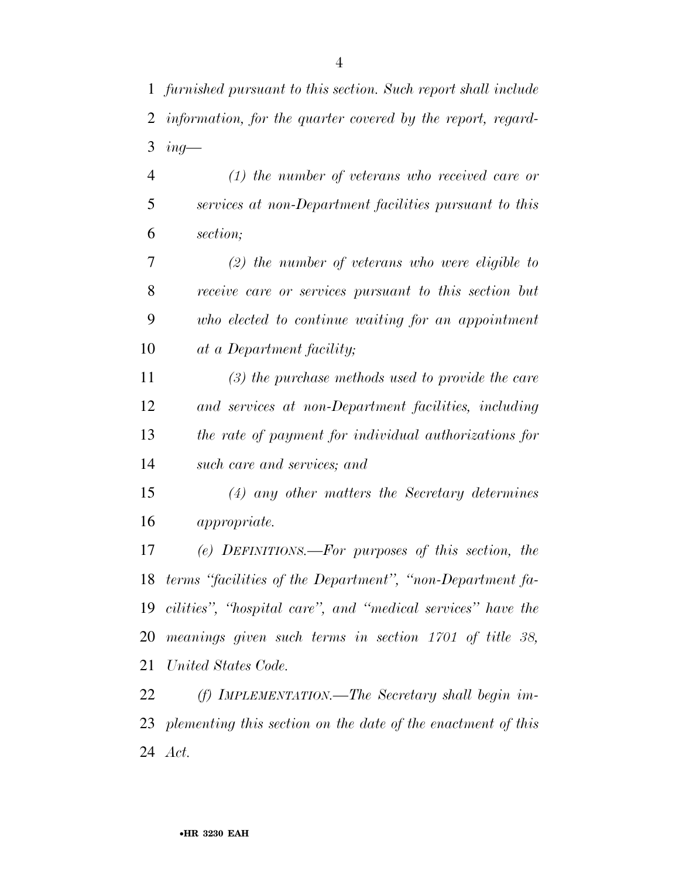*furnished pursuant to this section. Such report shall include information, for the quarter covered by the report, regarding—*

*(1) the number of veterans who received care or services at non-Department facilities pursuant to this section;*

*(2) the number of veterans who were eligible to receive care or services pursuant to this section but who elected to continue waiting for an appointment at a Department facility;*

*(3) the purchase methods used to provide the care and services at non-Department facilities, including the rate of payment for individual authorizations for such care and services; and*

*(4) any other matters the Secretary determines appropriate.*

*(e) DEFINITIONS.—For purposes of this section, the terms "facilities of the Department", "non-Department facilities", "hospital care", and "medical services" have the meanings given such terms in section 1701 of title 38, United States Code.*

*(f) IMPLEMENTATION.—The Secretary shall begin implementing this section on the date of the enactment of this Act.*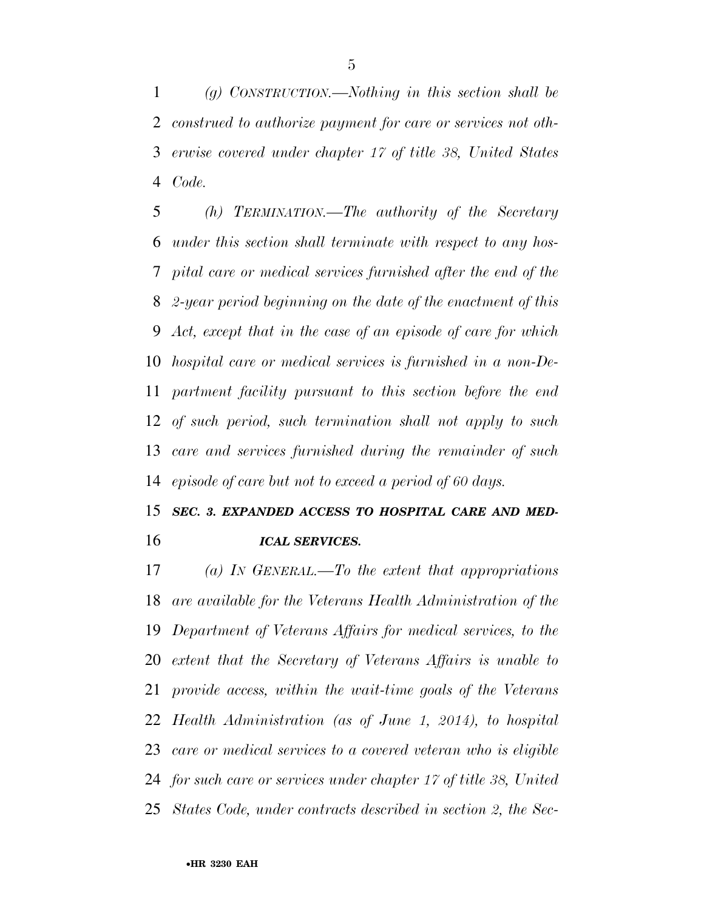*(g) CONSTRUCTION.—Nothing in this section shall be construed to authorize payment for care or services not otherwise covered under chapter 17 of title 38, United States Code.*

*(h) TERMINATION.—The authority of the Secretary under this section shall terminate with respect to any hospital care or medical services furnished after the end of the 2-year period beginning on the date of the enactment of this Act, except that in the case of an episode of care for which hospital care or medical services is furnished in a non-Department facility pursuant to this section before the end of such period, such termination shall not apply to such care and services furnished during the remainder of such episode of care but not to exceed a period of 60 days.*

## ***SEC. 3. EXPANDED ACCESS TO HOSPITAL CARE AND MEDICAL SERVICES.***

*(a) IN GENERAL.—To the extent that appropriations are available for the Veterans Health Administration of the Department of Veterans Affairs for medical services, to the extent that the Secretary of Veterans Affairs is unable to provide access, within the wait-time goals of the Veterans Health Administration (as of June 1, 2014), to hospital care or medical services to a covered veteran who is eligible for such care or services under chapter 17 of title 38, United States Code, under contracts described in section 2, the Sec-*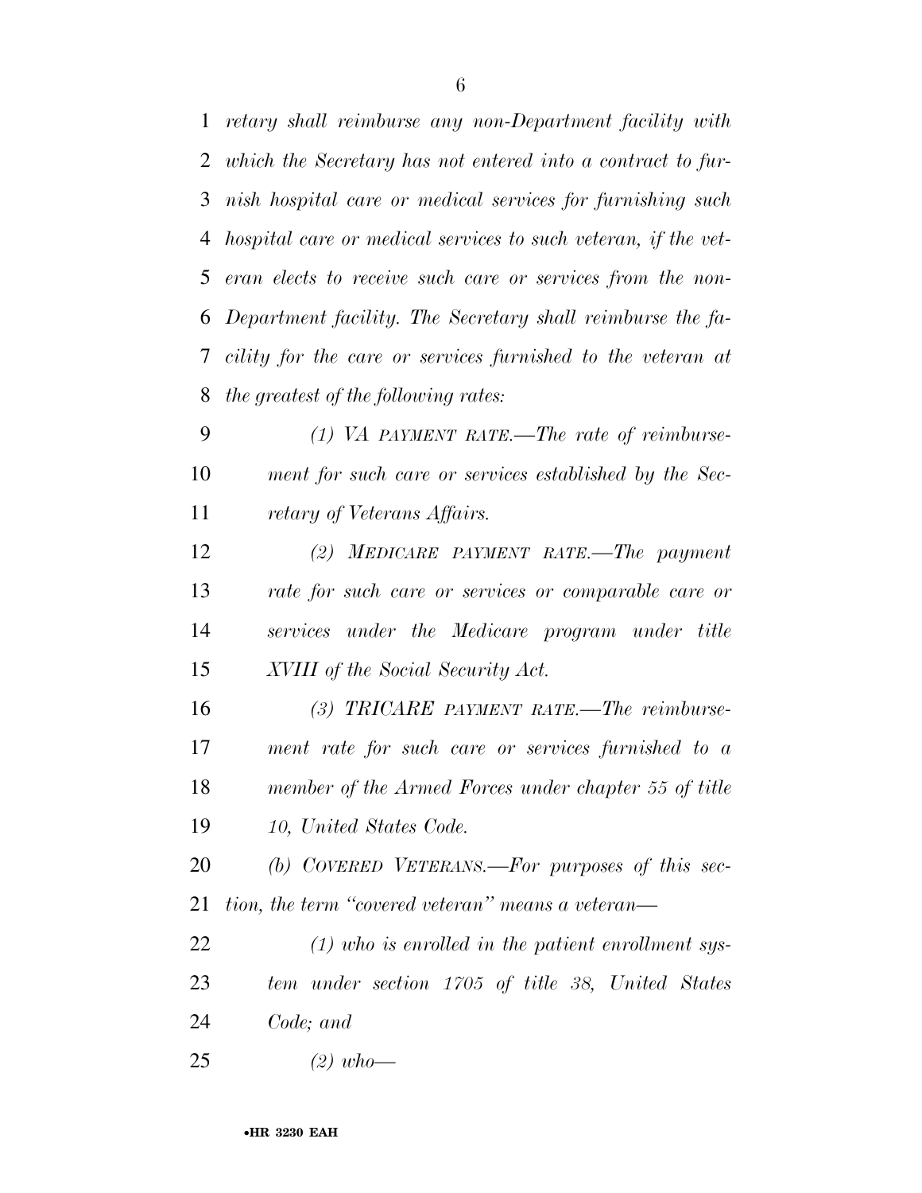*retary shall reimburse any non-Department facility with which the Secretary has not entered into a contract to furnish hospital care or medical services for furnishing such hospital care or medical services to such veteran, if the veteran elects to receive such care or services from the non-Department facility. The Secretary shall reimburse the facility for the care or services furnished to the veteran at the greatest of the following rates:*

*(1) VA PAYMENT RATE.—The rate of reimbursement for such care or services established by the Secretary of Veterans Affairs.*

*(2) MEDICARE PAYMENT RATE.—The payment rate for such care or services or comparable care or services under the Medicare program under title XVIII of the Social Security Act.*

*(3) TRICARE PAYMENT RATE.—The reimbursement rate for such care or services furnished to a member of the Armed Forces under chapter 55 of title 10, United States Code.*

*(b) COVERED VETERANS.—For purposes of this section, the term "covered veteran" means a veteran—*

*(1) who is enrolled in the patient enrollment system under section 1705 of title 38, United States Code; and*

*(2) who—*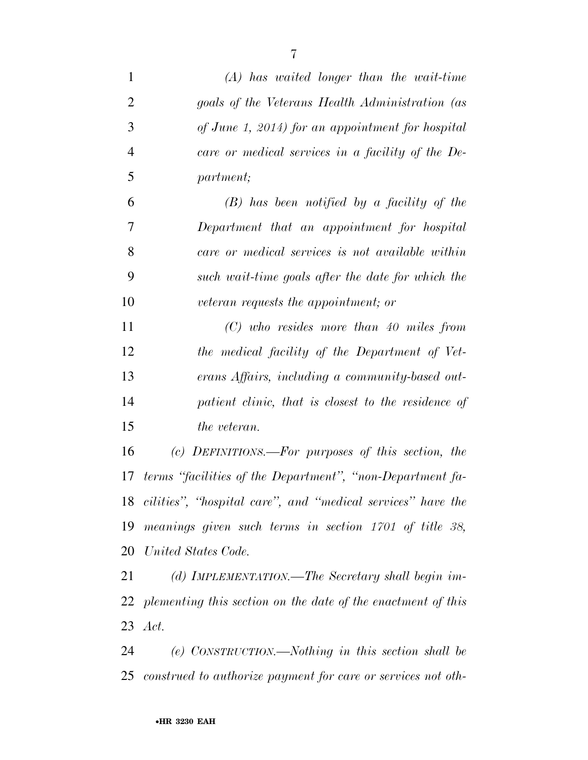*(A) has waited longer than the wait-time goals of the Veterans Health Administration (as of June 1, 2014) for an appointment for hospital care or medical services in a facility of the Department;*

*(B) has been notified by a facility of the Department that an appointment for hospital care or medical services is not available within such wait-time goals after the date for which the veteran requests the appointment; or*

*(C) who resides more than 40 miles from the medical facility of the Department of Veterans Affairs, including a community-based outpatient clinic, that is closest to the residence of the veteran.*

*(c) DEFINITIONS.—For purposes of this section, the terms "facilities of the Department", "non-Department facilities", "hospital care", and "medical services" have the meanings given such terms in section 1701 of title 38, United States Code.*

*(d) IMPLEMENTATION.—The Secretary shall begin implementing this section on the date of the enactment of this Act.*

*(e) CONSTRUCTION.—Nothing in this section shall be construed to authorize payment for care or services not oth-*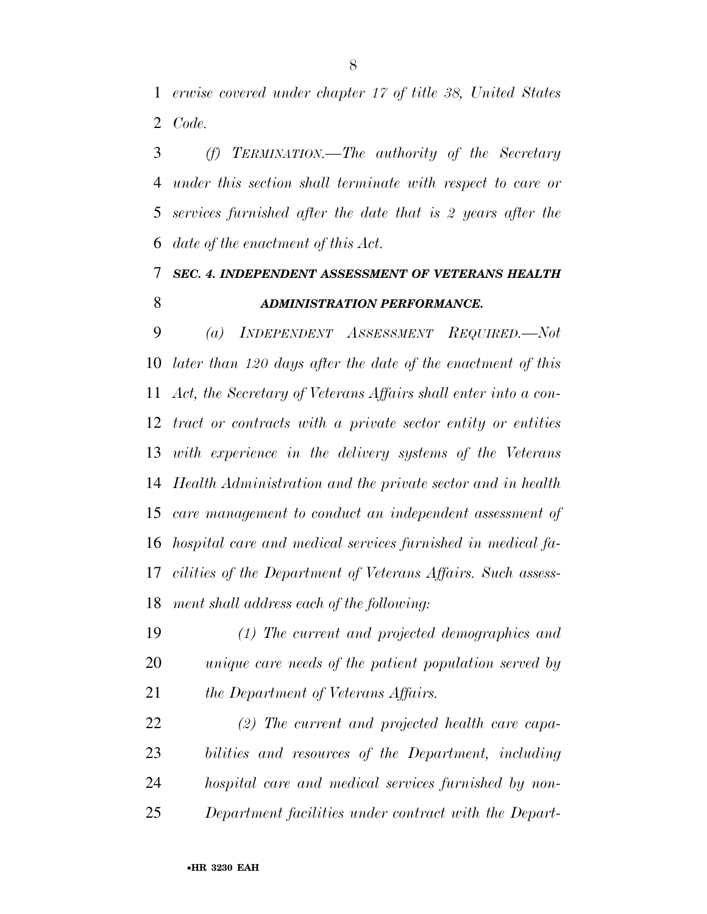*erwise covered under chapter 17 of title 38, United States Code.*

*(f) TERMINATION.—The authority of the Secretary under this section shall terminate with respect to care or services furnished after the date that is 2 years after the date of the enactment of this Act.*

***SEC. 4. INDEPENDENT ASSESSMENT OF VETERANS HEALTH ADMINISTRATION PERFORMANCE.***

*(a) INDEPENDENT ASSESSMENT REQUIRED.—Not later than 120 days after the date of the enactment of this Act, the Secretary of Veterans Affairs shall enter into a contract or contracts with a private sector entity or entities with experience in the delivery systems of the Veterans Health Administration and the private sector and in health care management to conduct an independent assessment of hospital care and medical services furnished in medical facilities of the Department of Veterans Affairs. Such assessment shall address each of the following:*

*(1) The current and projected demographics and unique care needs of the patient population served by the Department of Veterans Affairs.*

*(2) The current and projected health care capabilities and resources of the Department, including hospital care and medical services furnished by non-Department facilities under contract with the Depart-*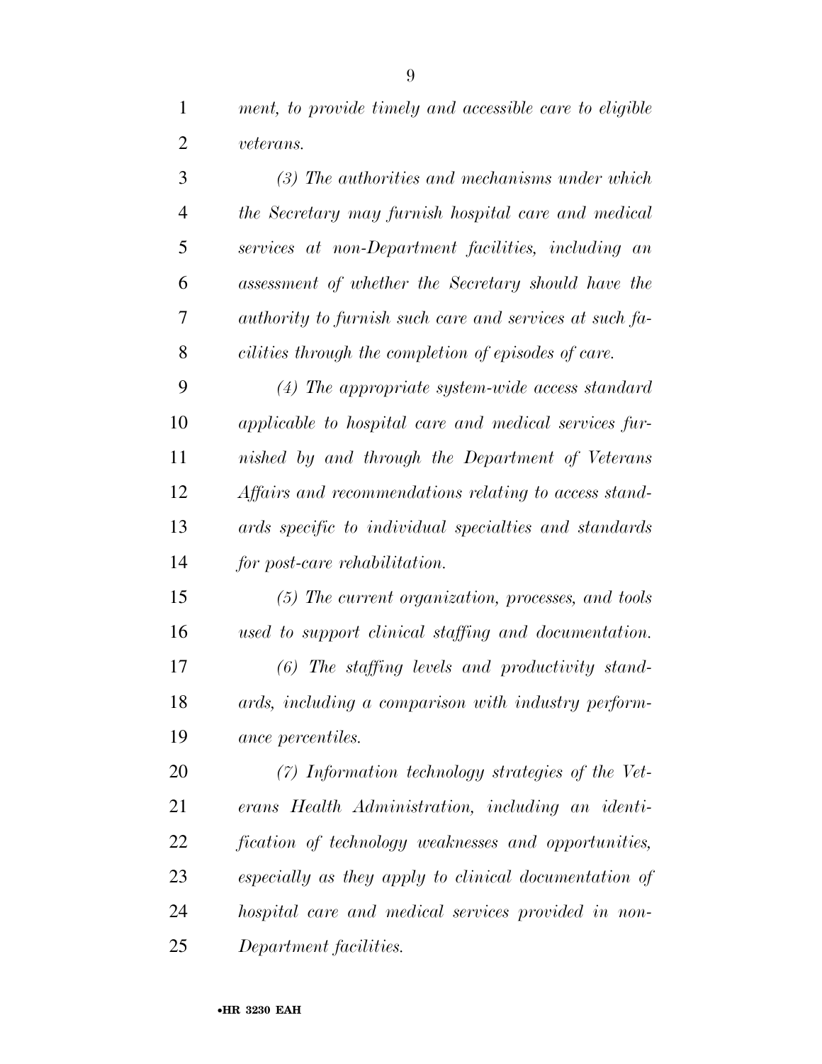*ment, to provide timely and accessible care to eligible veterans.*

*(3) The authorities and mechanisms under which the Secretary may furnish hospital care and medical services at non-Department facilities, including an assessment of whether the Secretary should have the authority to furnish such care and services at such facilities through the completion of episodes of care.*

*(4) The appropriate system-wide access standard applicable to hospital care and medical services furnished by and through the Department of Veterans Affairs and recommendations relating to access standards specific to individual specialties and standards for post-care rehabilitation.*

*(5) The current organization, processes, and tools used to support clinical staffing and documentation.*

*(6) The staffing levels and productivity standards, including a comparison with industry performance percentiles.*

*(7) Information technology strategies of the Veterans Health Administration, including an identification of technology weaknesses and opportunities, especially as they apply to clinical documentation of hospital care and medical services provided in non-Department facilities.*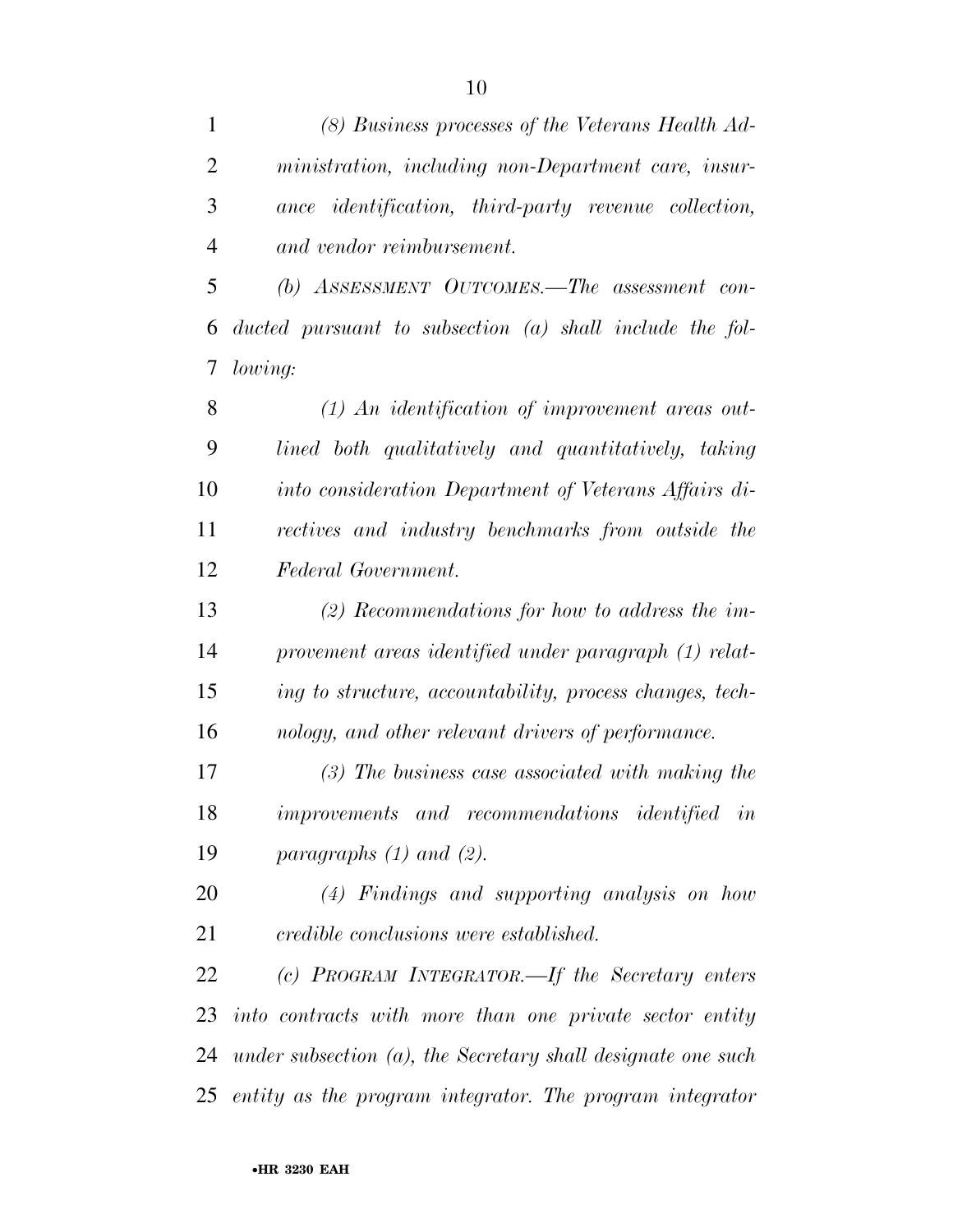*(8) Business processes of the Veterans Health Administration, including non-Department care, insurance identification, third-party revenue collection, and vendor reimbursement.*

*(b) ASSESSMENT OUTCOMES.—The assessment conducted pursuant to subsection (a) shall include the following:*

*(1) An identification of improvement areas outlined both qualitatively and quantitatively, taking into consideration Department of Veterans Affairs directives and industry benchmarks from outside the Federal Government.*

*(2) Recommendations for how to address the improvement areas identified under paragraph (1) relating to structure, accountability, process changes, technology, and other relevant drivers of performance.*

*(3) The business case associated with making the improvements and recommendations identified in paragraphs (1) and (2).*

*(4) Findings and supporting analysis on how credible conclusions were established.*

*(c) PROGRAM INTEGRATOR.—If the Secretary enters into contracts with more than one private sector entity under subsection (a), the Secretary shall designate one such entity as the program integrator. The program integrator*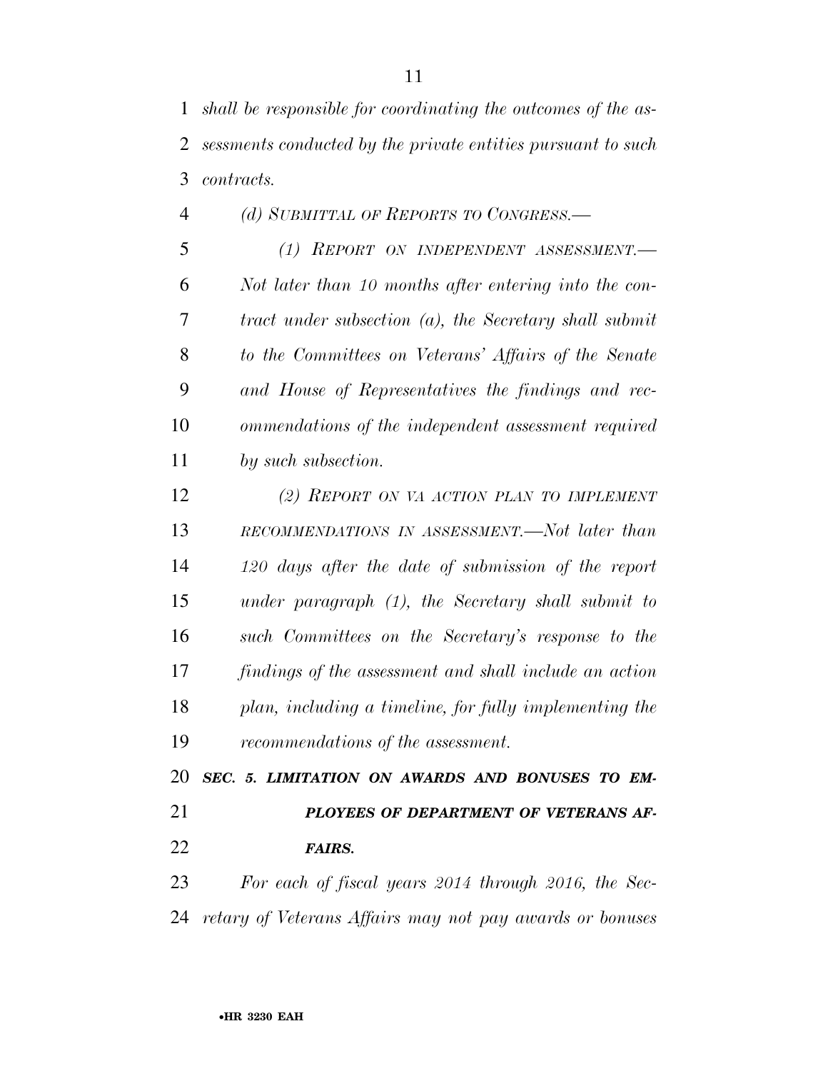*shall be responsible for coordinating the outcomes of the assessments conducted by the private entities pursuant to such contracts.*

*(d) SUBMITTAL OF REPORTS TO CONGRESS.—*

*(1) REPORT ON INDEPENDENT ASSESSMENT.—Not later than 10 months after entering into the contract under subsection (a), the Secretary shall submit to the Committees on Veterans' Affairs of the Senate and House of Representatives the findings and recommendations of the independent assessment required by such subsection.*

*(2) REPORT ON VA ACTION PLAN TO IMPLEMENT RECOMMENDATIONS IN ASSESSMENT.—Not later than 120 days after the date of submission of the report under paragraph (1), the Secretary shall submit to such Committees on the Secretary's response to the findings of the assessment and shall include an action plan, including a timeline, for fully implementing the recommendations of the assessment.*

***SEC. 5. LIMITATION ON AWARDS AND BONUSES TO EMPLOYEES OF DEPARTMENT OF VETERANS AFFAIRS.***

*For each of fiscal years 2014 through 2016, the Secretary of Veterans Affairs may not pay awards or bonuses*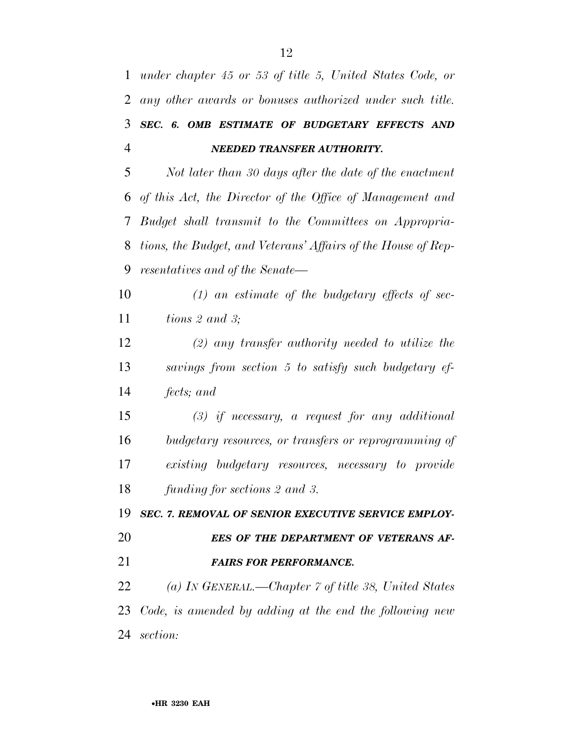*under chapter 45 or 53 of title 5, United States Code, or any other awards or bonuses authorized under such title.*

***SEC. 6. OMB ESTIMATE OF BUDGETARY EFFECTS AND NEEDED TRANSFER AUTHORITY.***

*Not later than 30 days after the date of the enactment of this Act, the Director of the Office of Management and Budget shall transmit to the Committees on Appropriations, the Budget, and Veterans' Affairs of the House of Representatives and of the Senate—*

*(1) an estimate of the budgetary effects of sections 2 and 3;*

*(2) any transfer authority needed to utilize the savings from section 5 to satisfy such budgetary effects; and*

*(3) if necessary, a request for any additional budgetary resources, or transfers or reprogramming of existing budgetary resources, necessary to provide funding for sections 2 and 3.*

***SEC. 7. REMOVAL OF SENIOR EXECUTIVE SERVICE EMPLOYEES OF THE DEPARTMENT OF VETERANS AFFAIRS FOR PERFORMANCE.***

*(a) IN GENERAL.—Chapter 7 of title 38, United States Code, is amended by adding at the end the following new section:*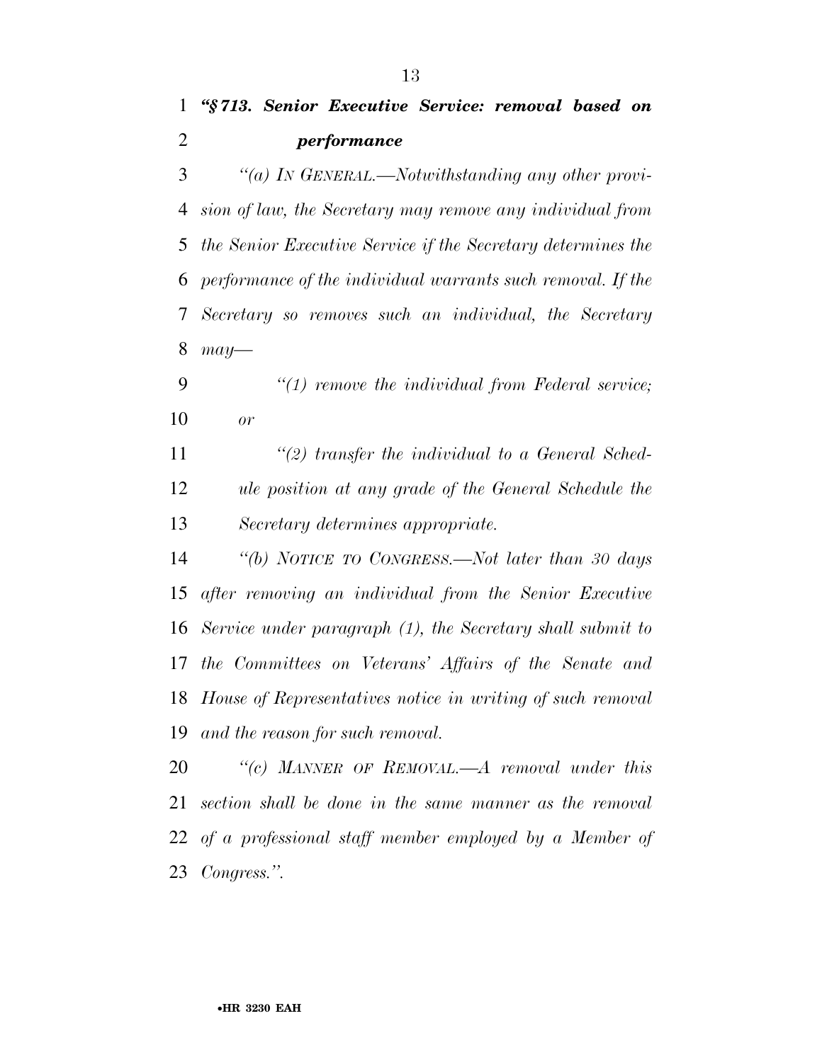***"§ 713. Senior Executive Service: removal based on performance***

*"(a) IN GENERAL.—Notwithstanding any other provision of law, the Secretary may remove any individual from the Senior Executive Service if the Secretary determines the performance of the individual warrants such removal. If the Secretary so removes such an individual, the Secretary may—*

*"(1) remove the individual from Federal service; or*

*"(2) transfer the individual to a General Schedule position at any grade of the General Schedule the Secretary determines appropriate.*

*"(b) NOTICE TO CONGRESS.—Not later than 30 days after removing an individual from the Senior Executive Service under paragraph (1), the Secretary shall submit to the Committees on Veterans' Affairs of the Senate and House of Representatives notice in writing of such removal and the reason for such removal.*

*"(c) MANNER OF REMOVAL.—A removal under this section shall be done in the same manner as the removal of a professional staff member employed by a Member of Congress.".*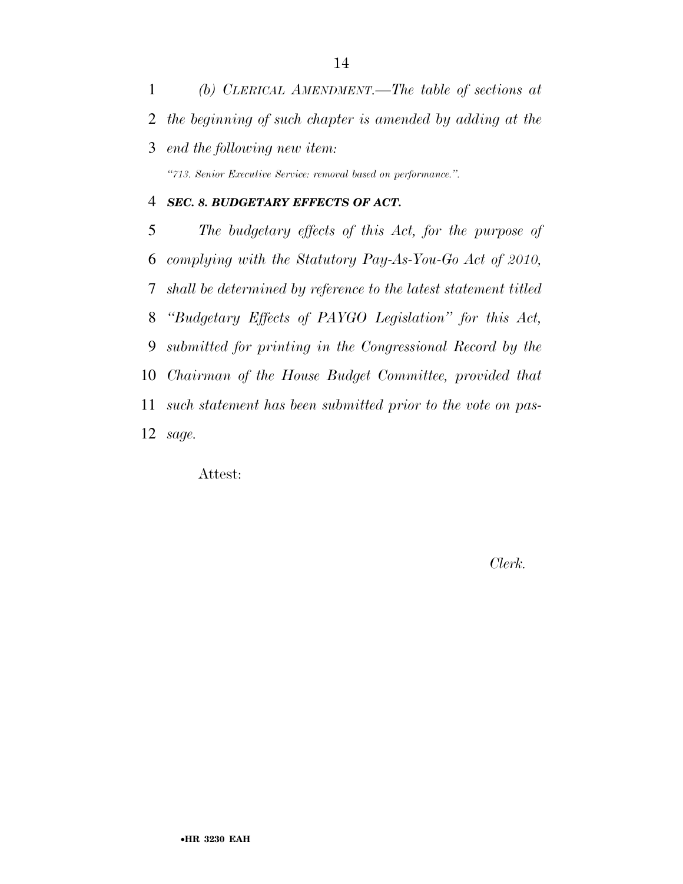*(b) CLERICAL AMENDMENT.—The table of sections at the beginning of such chapter is amended by adding at the end the following new item:*

*"713. Senior Executive Service: removal based on performance.".*

***SEC. 8. BUDGETARY EFFECTS OF ACT.***

*The budgetary effects of this Act, for the purpose of complying with the Statutory Pay-As-You-Go Act of 2010, shall be determined by reference to the latest statement titled "Budgetary Effects of PAYGO Legislation" for this Act, submitted for printing in the Congressional Record by the Chairman of the House Budget Committee, provided that such statement has been submitted prior to the vote on passage.*

Attest:

*Clerk.*

•HR 3230 EAH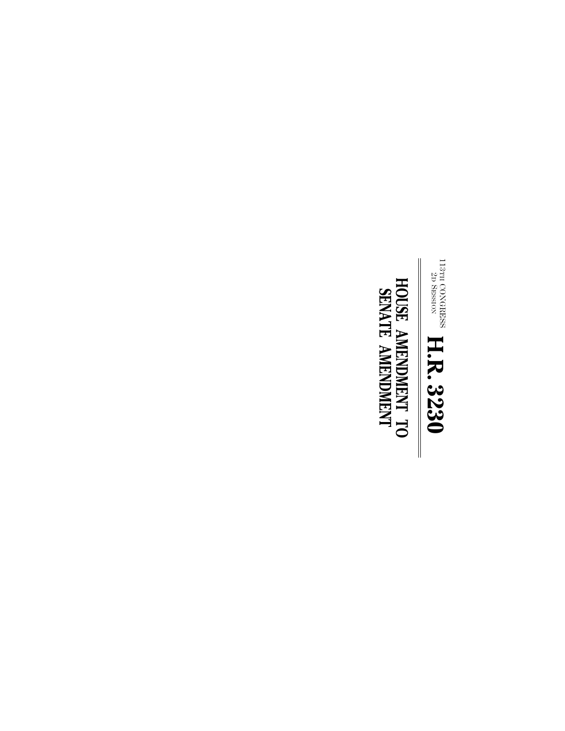113TH CONGRESS
2D SESSION

# H.R. 3230

---

## HOUSE AMENDMENT TO SENATE AMENDMENT